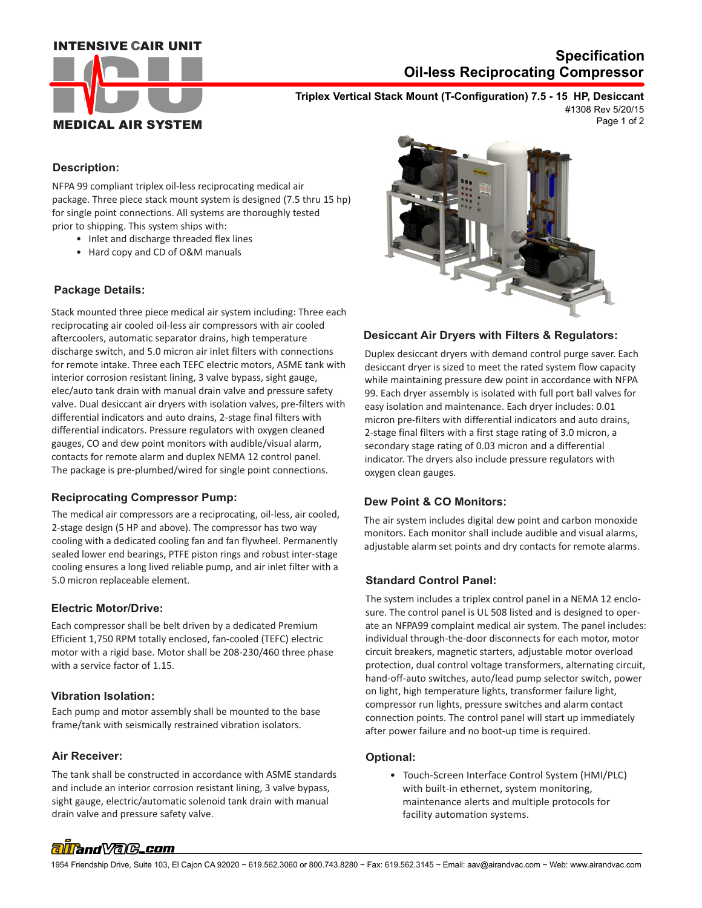INTENSIVE CAIR UNIT

MEDICAL AIR SYSTEM

# Specification
# Oil-less Reciprocating Compressor

**Triplex Vertical Stack Mount (T-Configuration) 7.5 - 15 HP, Desiccant**

#1308 Rev 5/20/15

## Description:

NFPA 99 compliant triplex oil-less reciprocating medical air package. Three piece stack mount system is designed (7.5 thru 15 hp) for single point connections. All systems are thoroughly tested prior to shipping. This system ships with:

- Inlet and discharge threaded flex lines
- Hard copy and CD of O&M manuals

## Package Details:

Stack mounted three piece medical air system including: Three each reciprocating air cooled oil-less air compressors with air cooled aftercoolers, automatic separator drains, high temperature discharge switch, and 5.0 micron air inlet filters with connections for remote intake. Three each TEFC electric motors, ASME tank with interior corrosion resistant lining, 3 valve bypass, sight gauge, elec/auto tank drain with manual drain valve and pressure safety valve. Dual desiccant air dryers with isolation valves, pre-filters with differential indicators and auto drains, 2-stage final filters with differential indicators. Pressure regulators with oxygen cleaned gauges, CO and dew point monitors with audible/visual alarm, contacts for remote alarm and duplex NEMA 12 control panel. The package is pre-plumbed/wired for single point connections.

## Reciprocating Compressor Pump:

The medical air compressors are a reciprocating, oil-less, air cooled, 2-stage design (5 HP and above). The compressor has two way cooling with a dedicated cooling fan and fan flywheel. Permanently sealed lower end bearings, PTFE piston rings and robust inter-stage cooling ensures a long lived reliable pump, and air inlet filter with a 5.0 micron replaceable element.

## Electric Motor/Drive:

Each compressor shall be belt driven by a dedicated Premium Efficient 1,750 RPM totally enclosed, fan-cooled (TEFC) electric motor with a rigid base. Motor shall be 208-230/460 three phase with a service factor of 1.15.

## Vibration Isolation:

Each pump and motor assembly shall be mounted to the base frame/tank with seismically restrained vibration isolators.

## Air Receiver:

The tank shall be constructed in accordance with ASME standards and include an interior corrosion resistant lining, 3 valve bypass, sight gauge, electric/automatic solenoid tank drain with manual drain valve and pressure safety valve.

## Desiccant Air Dryers with Filters & Regulators:

Duplex desiccant dryers with demand control purge saver. Each desiccant dryer is sized to meet the rated system flow capacity while maintaining pressure dew point in accordance with NFPA 99. Each dryer assembly is isolated with full port ball valves for easy isolation and maintenance. Each dryer includes: 0.01 micron pre-filters with differential indicators and auto drains, 2-stage final filters with a first stage rating of 3.0 micron, a secondary stage rating of 0.03 micron and a differential indicator. The dryers also include pressure regulators with oxygen clean gauges.

## Dew Point & CO Monitors:

The air system includes digital dew point and carbon monoxide monitors. Each monitor shall include audible and visual alarms, adjustable alarm set points and dry contacts for remote alarms.

## Standard Control Panel:

The system includes a triplex control panel in a NEMA 12 enclosure. The control panel is UL 508 listed and is designed to operate an NFPA99 complaint medical air system. The panel includes: individual through-the-door disconnects for each motor, motor circuit breakers, magnetic starters, adjustable motor overload protection, dual control voltage transformers, alternating circuit, hand-off-auto switches, auto/lead pump selector switch, power on light, high temperature lights, transformer failure light, compressor run lights, pressure switches and alarm contact connection points. The control panel will start up immediately after power failure and no boot-up time is required.

## Optional:

- Touch-Screen Interface Control System (HMI/PLC) with built-in ethernet, system monitoring, maintenance alerts and multiple protocols for facility automation systems.

airandVac.com

1954 Friendship Drive, Suite 103, El Cajon CA 92020 ~ 619.562.3060 or 800.743.8280 ~ Fax: 619.562.3145 ~ Email: aav@airandvac.com ~ Web: www.airandvac.com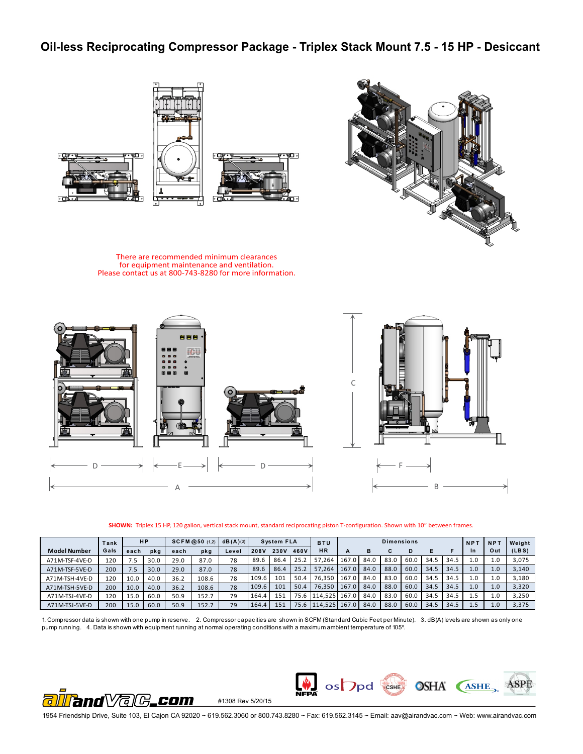# Oil-less Reciprocating Compressor Package - Triplex Stack Mount 7.5 - 15 HP - Desiccant

There are recommended minimum clearances
for equipment maintenance and ventilation.
Please contact us at 800-743-8280 for more information.

C

D E D

A

F

B

**SHOWN:** Triplex 15 HP, 120 gallon, vertical stack mount, standard reciprocating piston T-configuration. Shown with 10" between frames.

| Model Number | Tank Gals | HP | | SCFM@50 (1,2) | | dB(A)(3) | System FLA | | | BTU HR | Dimensions | | | | | | NPT In | NPT Out | Weight (LBS) |
|---|---|---|---|---|---|---|---|---|---|---|---|---|---|---|---|---|---|---|---|
| | | each | pkg | each | pkg | Level | 208V | 230V | 460V | | A | B | C | D | E | F | | | |
| A71M-TSF-4VE-D | 120 | 7.5 | 30.0 | 29.0 | 87.0 | 78 | 89.6 | 86.4 | 25.2 | 57,264 | 167.0 | 84.0 | 83.0 | 60.0 | 34.5 | 34.5 | 1.0 | 1.0 | 3,075 |
| A71M-TSF-5VE-D | 200 | 7.5 | 30.0 | 29.0 | 87.0 | 78 | 89.6 | 86.4 | 25.2 | 57,264 | 167.0 | 84.0 | 88.0 | 60.0 | 34.5 | 34.5 | 1.0 | 1.0 | 3,140 |
| A71M-TSH-4VE-D | 120 | 10.0 | 40.0 | 36.2 | 108.6 | 78 | 109.6 | 101 | 50.4 | 76,350 | 167.0 | 84.0 | 83.0 | 60.0 | 34.5 | 34.5 | 1.0 | 1.0 | 3,180 |
| A71M-TSH-5VE-D | 200 | 10.0 | 40.0 | 36.2 | 108.6 | 78 | 109.6 | 101 | 50.4 | 76,350 | 167.0 | 84.0 | 88.0 | 60.0 | 34.5 | 34.5 | 1.0 | 1.0 | 3,320 |
| A71M-TSJ-4VE-D | 120 | 15.0 | 60.0 | 50.9 | 152.7 | 79 | 164.4 | 151 | 75.6 | 114,525 | 167.0 | 84.0 | 83.0 | 60.0 | 34.5 | 34.5 | 1.5 | 1.0 | 3,250 |
| A71M-TSJ-5VE-D | 200 | 15.0 | 60.0 | 50.9 | 152.7 | 79 | 164.4 | 151 | 75.6 | 114,525 | 167.0 | 84.0 | 88.0 | 60.0 | 34.5 | 34.5 | 1.5 | 1.0 | 3,375 |

1. Compressor data is shown with one pump in reserve. 2. Compressor capacities are shown in SCFM (Standard Cubic Feet per Minute). 3. dB(A) levels are shown as only one pump running. 4. Data is shown with equipment running at normal operating conditions with a maximum ambient temperature of 105º.

NFPA oshpd CSHE OSHA ASHE ASPE

airandVac.com #1308 Rev 5/20/15

1954 Friendship Drive, Suite 103, El Cajon CA 92020 ~ 619.562.3060 or 800.743.8280 ~ Fax: 619.562.3145 ~ Email: aav@airandvac.com ~ Web: www.airandvac.com